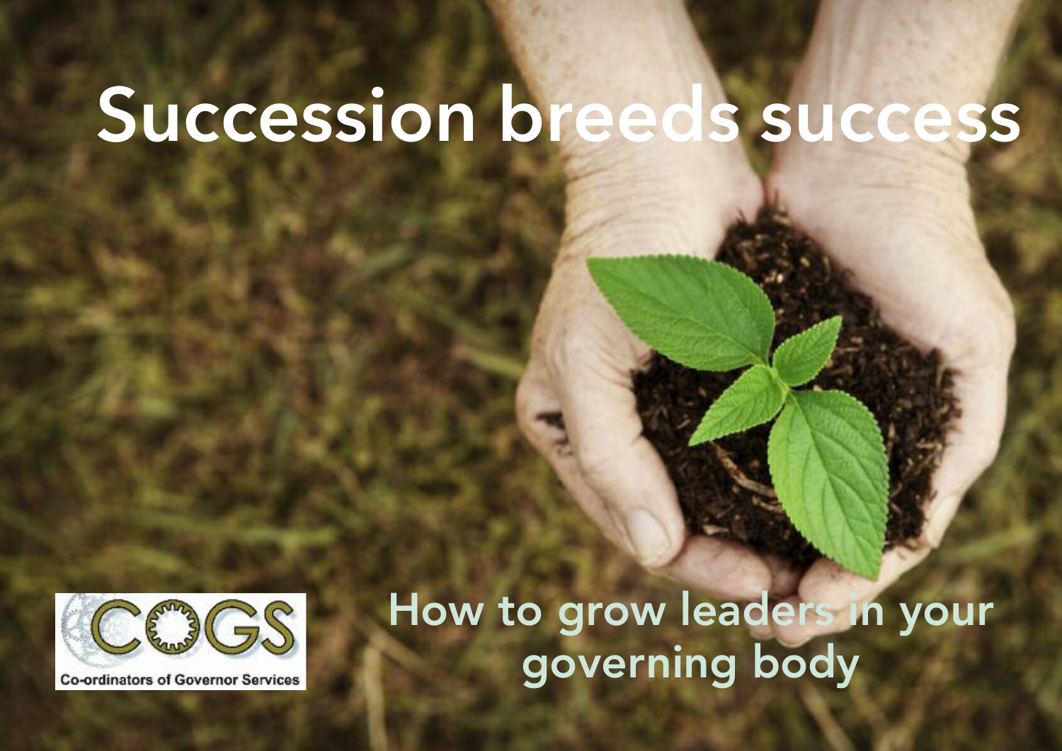# Succession breeds success

Co-ordinators of Governor Services

## How to grow leaders in your governing body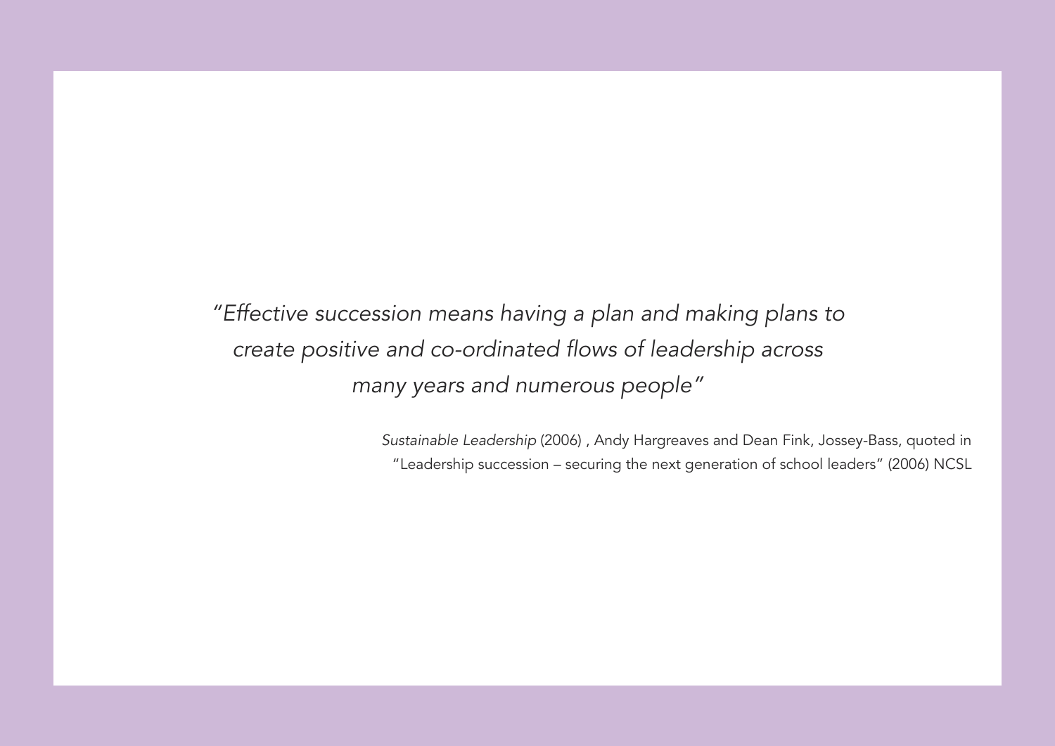*"Effective succession means having a plan and making plans to create positive and co-ordinated flows of leadership across many years and numerous people"*

*Sustainable Leadership* (2006) , Andy Hargreaves and Dean Fink, Jossey-Bass, quoted in "Leadership succession – securing the next generation of school leaders" (2006) NCSL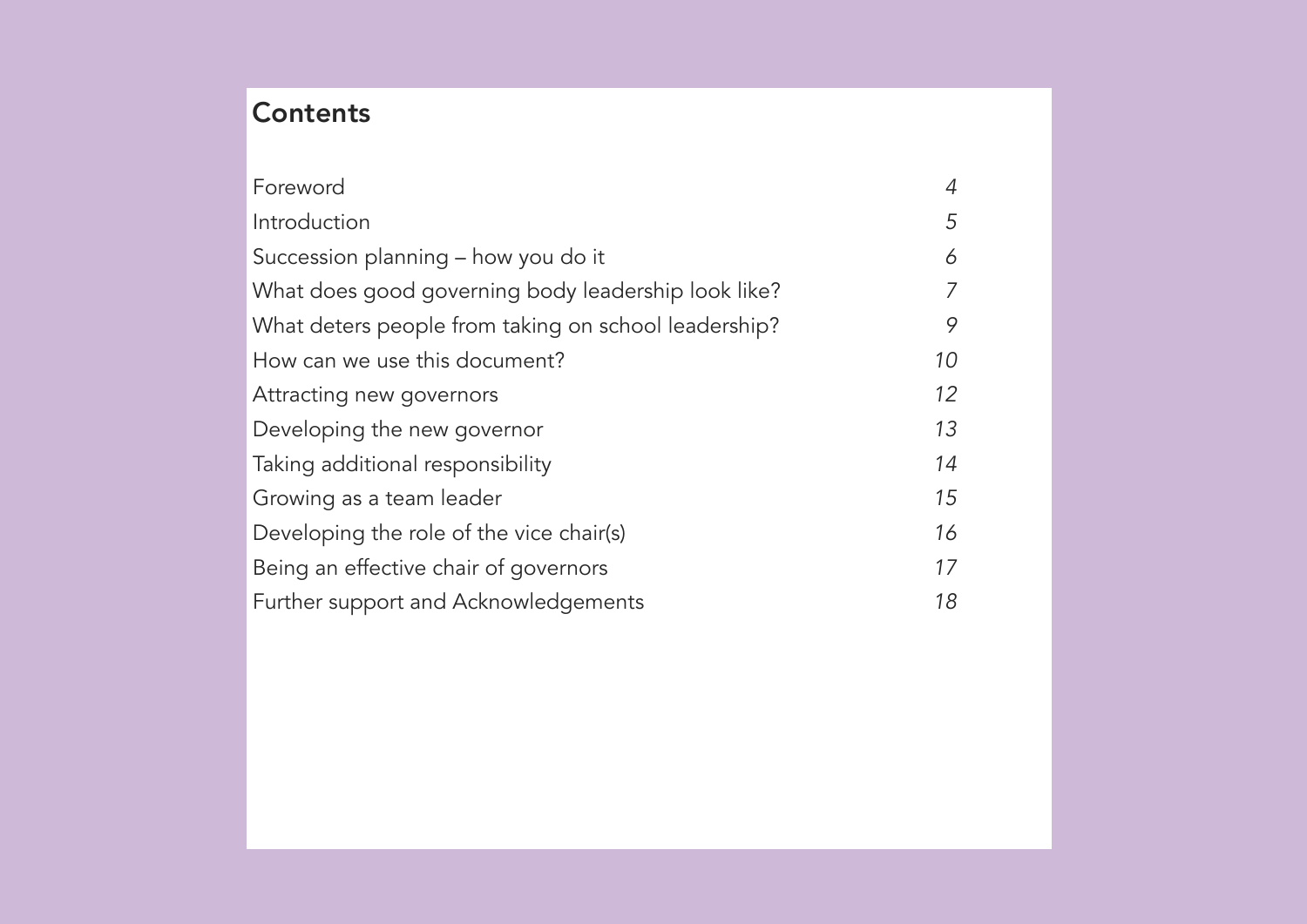# Contents

| | |
|---|---|
| Foreword | *4* |
| Introduction | *5* |
| Succession planning – how you do it | *6* |
| What does good governing body leadership look like? | *7* |
| What deters people from taking on school leadership? | *9* |
| How can we use this document? | *10* |
| Attracting new governors | *12* |
| Developing the new governor | *13* |
| Taking additional responsibility | *14* |
| Growing as a team leader | *15* |
| Developing the role of the vice chair(s) | *16* |
| Being an effective chair of governors | *17* |
| Further support and Acknowledgements | *18* |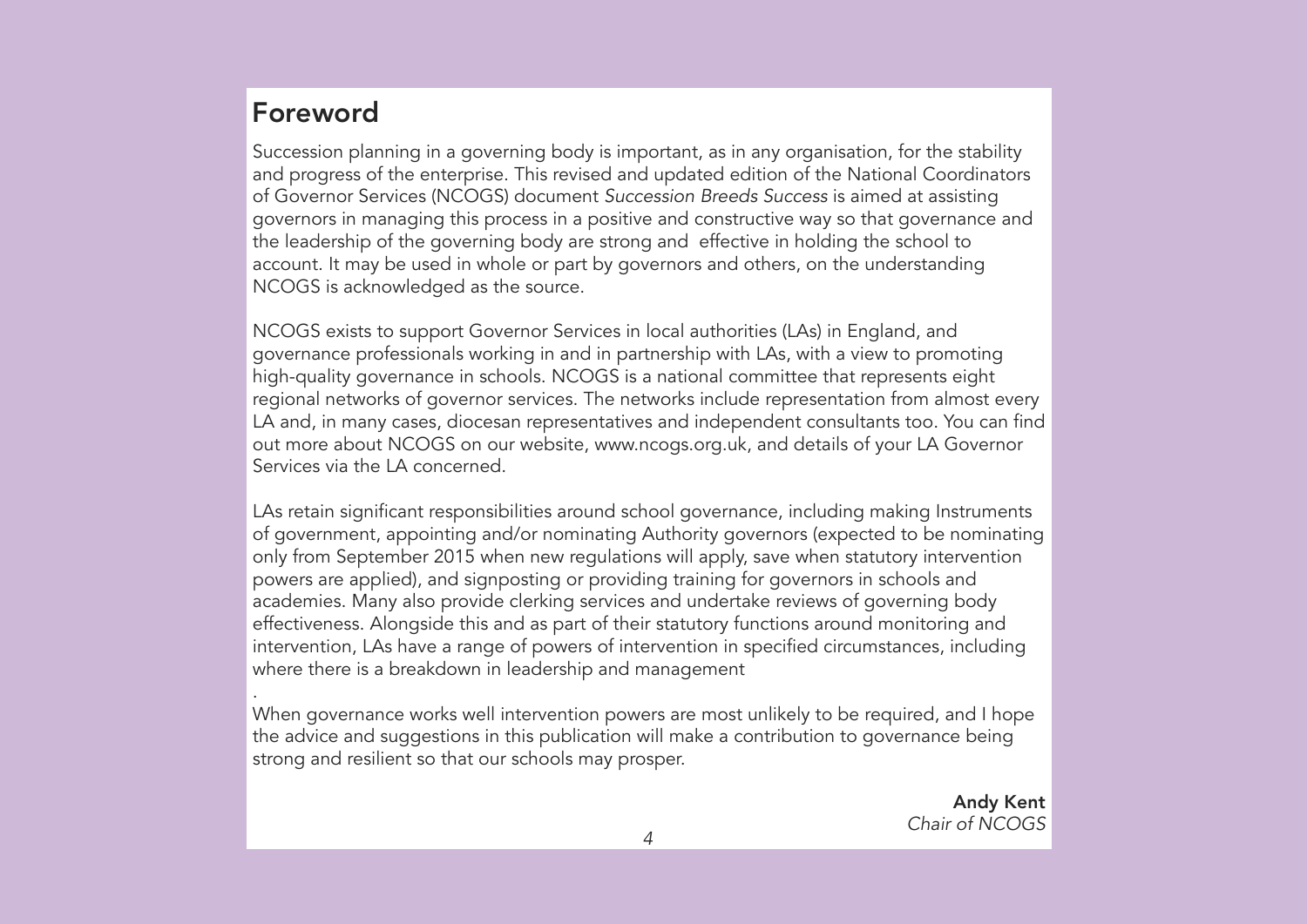## Foreword

Succession planning in a governing body is important, as in any organisation, for the stability and progress of the enterprise. This revised and updated edition of the National Coordinators of Governor Services (NCOGS) document *Succession Breeds Success* is aimed at assisting governors in managing this process in a positive and constructive way so that governance and the leadership of the governing body are strong and effective in holding the school to account. It may be used in whole or part by governors and others, on the understanding NCOGS is acknowledged as the source.

NCOGS exists to support Governor Services in local authorities (LAs) in England, and governance professionals working in and in partnership with LAs, with a view to promoting high-quality governance in schools. NCOGS is a national committee that represents eight regional networks of governor services. The networks include representation from almost every LA and, in many cases, diocesan representatives and independent consultants too. You can find out more about NCOGS on our website, www.ncogs.org.uk, and details of your LA Governor Services via the LA concerned.

LAs retain significant responsibilities around school governance, including making Instruments of government, appointing and/or nominating Authority governors (expected to be nominating only from September 2015 when new regulations will apply, save when statutory intervention powers are applied), and signposting or providing training for governors in schools and academies. Many also provide clerking services and undertake reviews of governing body effectiveness. Alongside this and as part of their statutory functions around monitoring and intervention, LAs have a range of powers of intervention in specified circumstances, including where there is a breakdown in leadership and management

.

When governance works well intervention powers are most unlikely to be required, and I hope the advice and suggestions in this publication will make a contribution to governance being strong and resilient so that our schools may prosper.

**Andy Kent**
*Chair of NCOGS*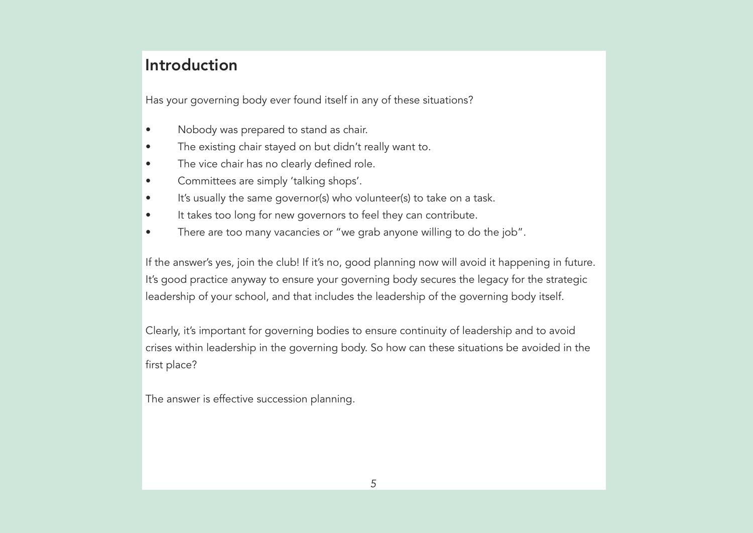# Introduction

Has your governing body ever found itself in any of these situations?

- Nobody was prepared to stand as chair.
- The existing chair stayed on but didn't really want to.
- The vice chair has no clearly defined role.
- Committees are simply 'talking shops'.
- It's usually the same governor(s) who volunteer(s) to take on a task.
- It takes too long for new governors to feel they can contribute.
- There are too many vacancies or "we grab anyone willing to do the job".

If the answer's yes, join the club! If it's no, good planning now will avoid it happening in future. It's good practice anyway to ensure your governing body secures the legacy for the strategic leadership of your school, and that includes the leadership of the governing body itself.

Clearly, it's important for governing bodies to ensure continuity of leadership and to avoid crises within leadership in the governing body. So how can these situations be avoided in the first place?

The answer is effective succession planning.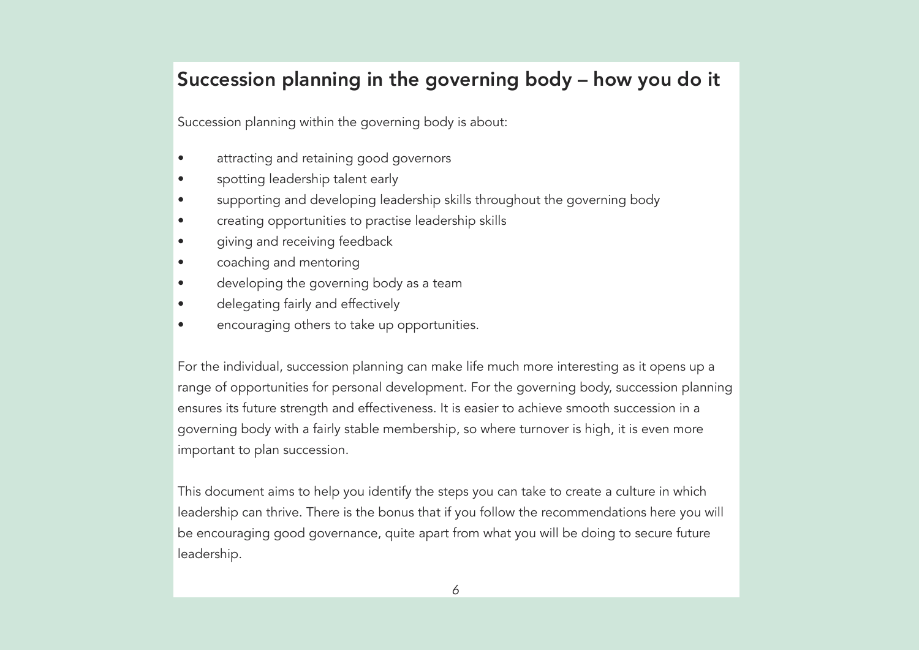## Succession planning in the governing body – how you do it

Succession planning within the governing body is about:

- attracting and retaining good governors
- spotting leadership talent early
- supporting and developing leadership skills throughout the governing body
- creating opportunities to practise leadership skills
- giving and receiving feedback
- coaching and mentoring
- developing the governing body as a team
- delegating fairly and effectively
- encouraging others to take up opportunities.

For the individual, succession planning can make life much more interesting as it opens up a range of opportunities for personal development. For the governing body, succession planning ensures its future strength and effectiveness. It is easier to achieve smooth succession in a governing body with a fairly stable membership, so where turnover is high, it is even more important to plan succession.

This document aims to help you identify the steps you can take to create a culture in which leadership can thrive. There is the bonus that if you follow the recommendations here you will be encouraging good governance, quite apart from what you will be doing to secure future leadership.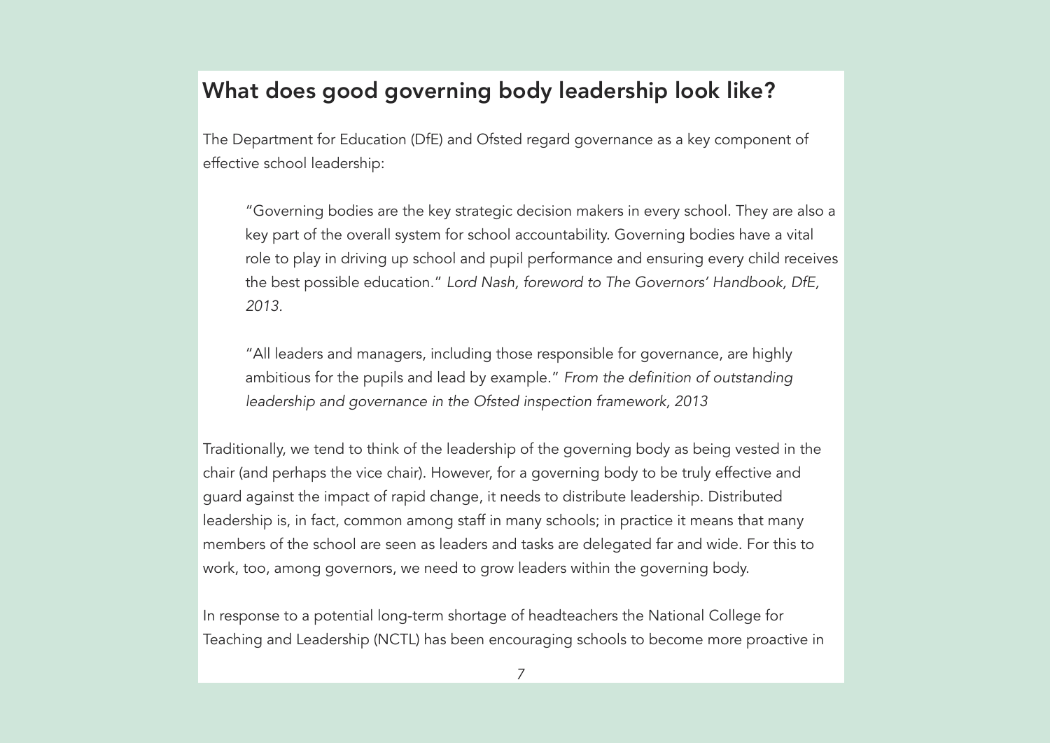## What does good governing body leadership look like?

The Department for Education (DfE) and Ofsted regard governance as a key component of effective school leadership:

> "Governing bodies are the key strategic decision makers in every school. They are also a key part of the overall system for school accountability. Governing bodies have a vital role to play in driving up school and pupil performance and ensuring every child receives the best possible education." *Lord Nash, foreword to The Governors' Handbook, DfE, 2013.*

> "All leaders and managers, including those responsible for governance, are highly ambitious for the pupils and lead by example." *From the definition of outstanding leadership and governance in the Ofsted inspection framework, 2013*

Traditionally, we tend to think of the leadership of the governing body as being vested in the chair (and perhaps the vice chair). However, for a governing body to be truly effective and guard against the impact of rapid change, it needs to distribute leadership. Distributed leadership is, in fact, common among staff in many schools; in practice it means that many members of the school are seen as leaders and tasks are delegated far and wide. For this to work, too, among governors, we need to grow leaders within the governing body.

In response to a potential long-term shortage of headteachers the National College for Teaching and Leadership (NCTL) has been encouraging schools to become more proactive in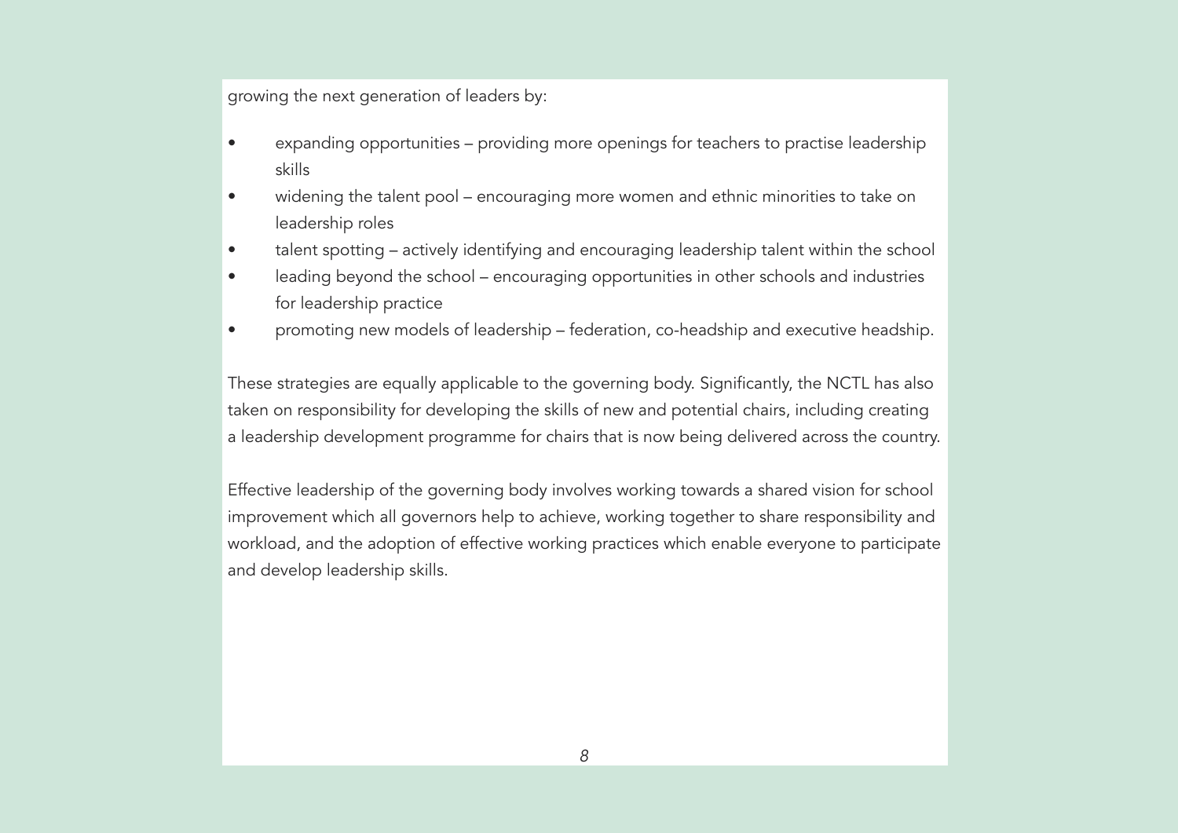growing the next generation of leaders by:

- expanding opportunities – providing more openings for teachers to practise leadership skills
- widening the talent pool – encouraging more women and ethnic minorities to take on leadership roles
- talent spotting – actively identifying and encouraging leadership talent within the school
- leading beyond the school – encouraging opportunities in other schools and industries for leadership practice
- promoting new models of leadership – federation, co-headship and executive headship.

These strategies are equally applicable to the governing body. Significantly, the NCTL has also taken on responsibility for developing the skills of new and potential chairs, including creating a leadership development programme for chairs that is now being delivered across the country.

Effective leadership of the governing body involves working towards a shared vision for school improvement which all governors help to achieve, working together to share responsibility and workload, and the adoption of effective working practices which enable everyone to participate and develop leadership skills.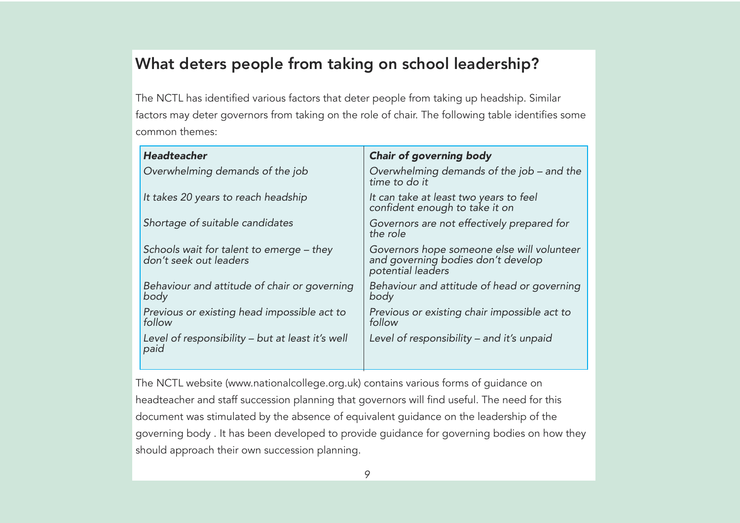## What deters people from taking on school leadership?

The NCTL has identified various factors that deter people from taking up headship. Similar factors may deter governors from taking on the role of chair. The following table identifies some common themes:

| *Headteacher* | *Chair of governing body* |
| --- | --- |
| *Overwhelming demands of the job* | *Overwhelming demands of the job – and the time to do it* |
| *It takes 20 years to reach headship* | *It can take at least two years to feel confident enough to take it on* |
| *Shortage of suitable candidates* | *Governors are not effectively prepared for the role* |
| *Schools wait for talent to emerge – they don't seek out leaders* | *Governors hope someone else will volunteer and governing bodies don't develop potential leaders* |
| *Behaviour and attitude of chair or governing body* | *Behaviour and attitude of head or governing body* |
| *Previous or existing head impossible act to follow* | *Previous or existing chair impossible act to follow* |
| *Level of responsibility – but at least it's well paid* | *Level of responsibility – and it's unpaid* |

The NCTL website (www.nationalcollege.org.uk) contains various forms of guidance on headteacher and staff succession planning that governors will find useful. The need for this document was stimulated by the absence of equivalent guidance on the leadership of the governing body . It has been developed to provide guidance for governing bodies on how they should approach their own succession planning.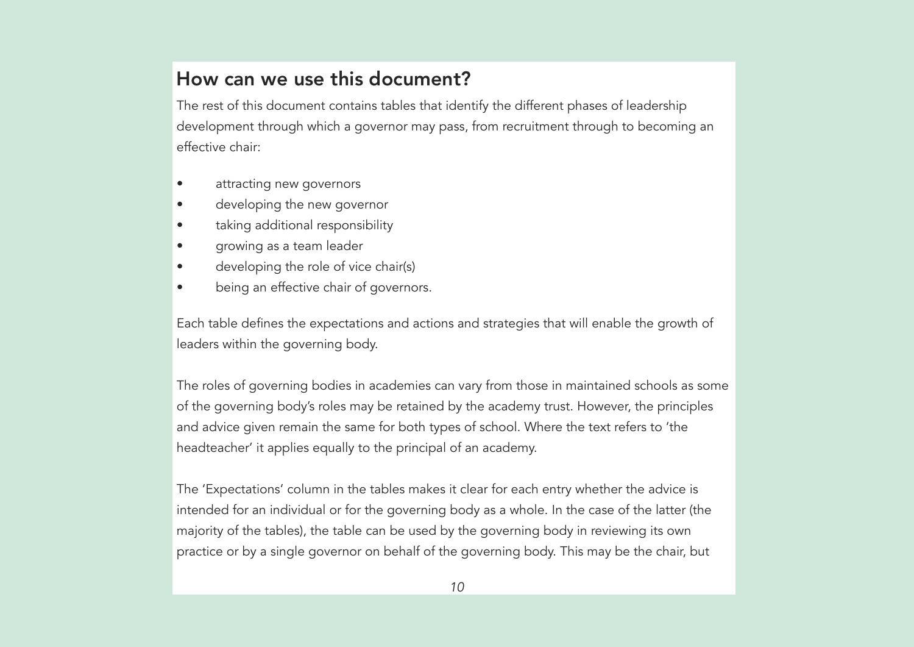## How can we use this document?

The rest of this document contains tables that identify the different phases of leadership development through which a governor may pass, from recruitment through to becoming an effective chair:

- attracting new governors
- developing the new governor
- taking additional responsibility
- growing as a team leader
- developing the role of vice chair(s)
- being an effective chair of governors.

Each table defines the expectations and actions and strategies that will enable the growth of leaders within the governing body.

The roles of governing bodies in academies can vary from those in maintained schools as some of the governing body's roles may be retained by the academy trust. However, the principles and advice given remain the same for both types of school. Where the text refers to 'the headteacher' it applies equally to the principal of an academy.

The 'Expectations' column in the tables makes it clear for each entry whether the advice is intended for an individual or for the governing body as a whole. In the case of the latter (the majority of the tables), the table can be used by the governing body in reviewing its own practice or by a single governor on behalf of the governing body. This may be the chair, but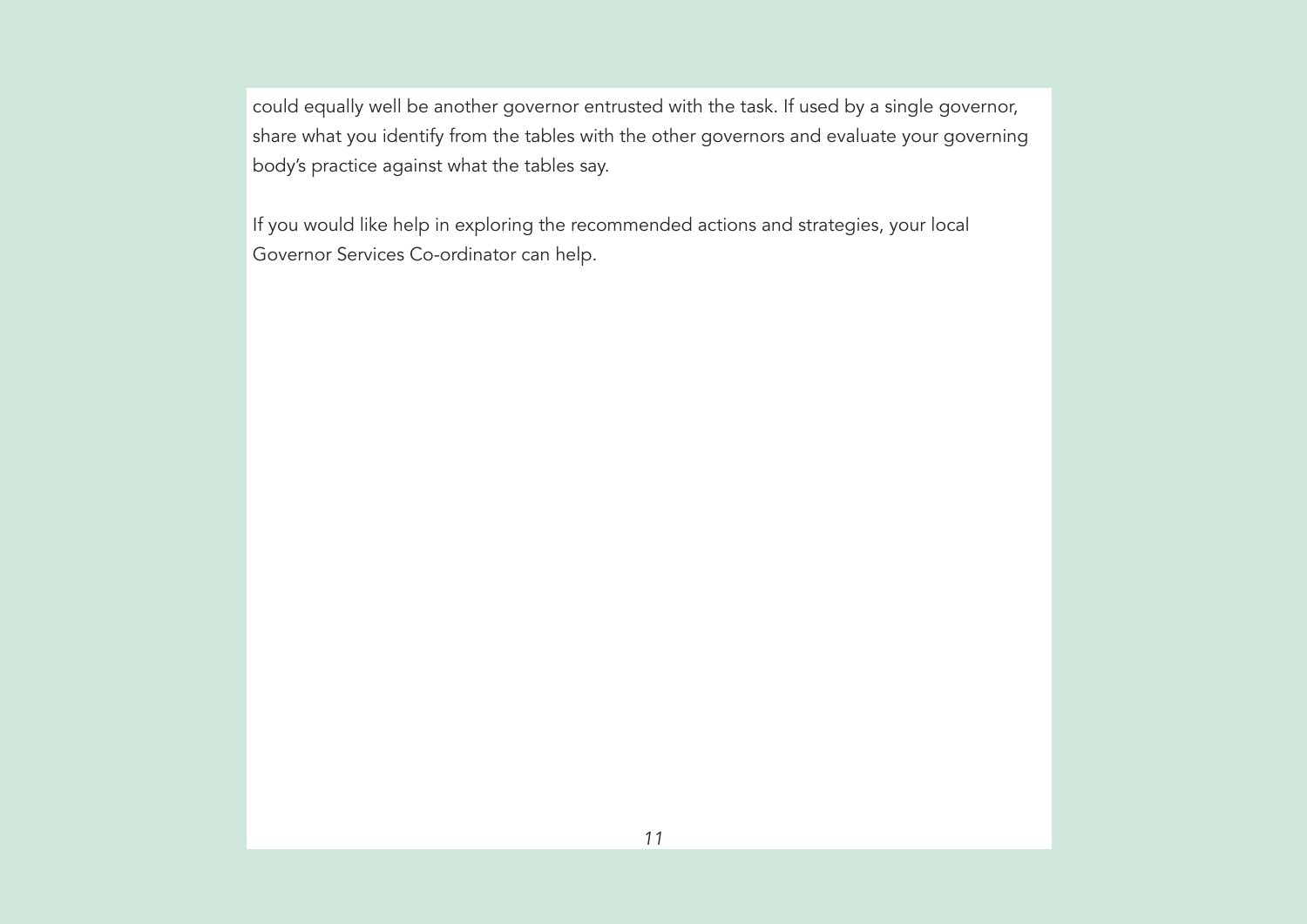could equally well be another governor entrusted with the task. If used by a single governor, share what you identify from the tables with the other governors and evaluate your governing body's practice against what the tables say.

If you would like help in exploring the recommended actions and strategies, your local Governor Services Co-ordinator can help.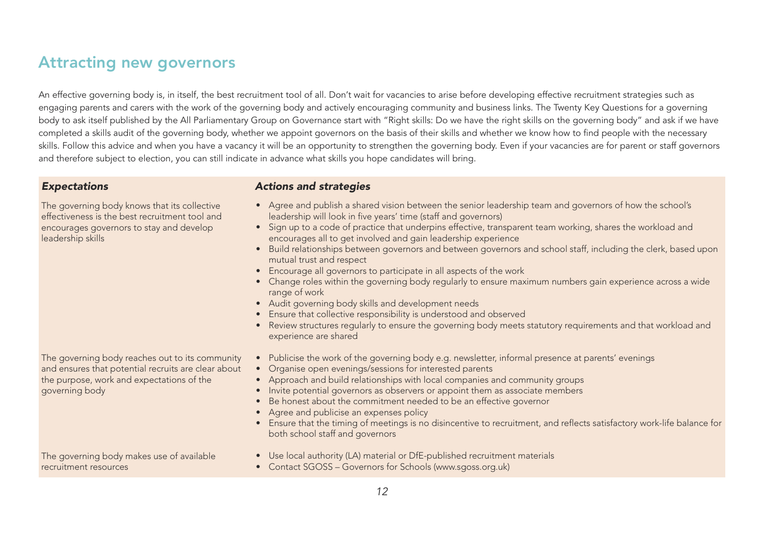## Attracting new governors

An effective governing body is, in itself, the best recruitment tool of all. Don't wait for vacancies to arise before developing effective recruitment strategies such as engaging parents and carers with the work of the governing body and actively encouraging community and business links. The Twenty Key Questions for a governing body to ask itself published by the All Parliamentary Group on Governance start with "Right skills: Do we have the right skills on the governing body" and ask if we have completed a skills audit of the governing body, whether we appoint governors on the basis of their skills and whether we know how to find people with the necessary skills. Follow this advice and when you have a vacancy it will be an opportunity to strengthen the governing body. Even if your vacancies are for parent or staff governors and therefore subject to election, you can still indicate in advance what skills you hope candidates will bring.

| *Expectations* | *Actions and strategies* |
| --- | --- |
| The governing body knows that its collective effectiveness is the best recruitment tool and encourages governors to stay and develop leadership skills | • Agree and publish a shared vision between the senior leadership team and governors of how the school's leadership will look in five years' time (staff and governors)<br>• Sign up to a code of practice that underpins effective, transparent team working, shares the workload and encourages all to get involved and gain leadership experience<br>• Build relationships between governors and between governors and school staff, including the clerk, based upon mutual trust and respect<br>• Encourage all governors to participate in all aspects of the work<br>• Change roles within the governing body regularly to ensure maximum numbers gain experience across a wide range of work<br>• Audit governing body skills and development needs<br>• Ensure that collective responsibility is understood and observed<br>• Review structures regularly to ensure the governing body meets statutory requirements and that workload and experience are shared |
| The governing body reaches out to its community and ensures that potential recruits are clear about the purpose, work and expectations of the governing body | • Publicise the work of the governing body e.g. newsletter, informal presence at parents' evenings<br>• Organise open evenings/sessions for interested parents<br>• Approach and build relationships with local companies and community groups<br>• Invite potential governors as observers or appoint them as associate members<br>• Be honest about the commitment needed to be an effective governor<br>• Agree and publicise an expenses policy<br>• Ensure that the timing of meetings is no disincentive to recruitment, and reflects satisfactory work-life balance for both school staff and governors |
| The governing body makes use of available recruitment resources | • Use local authority (LA) material or DfE-published recruitment materials<br>• Contact SGOSS – Governors for Schools (www.sgoss.org.uk) |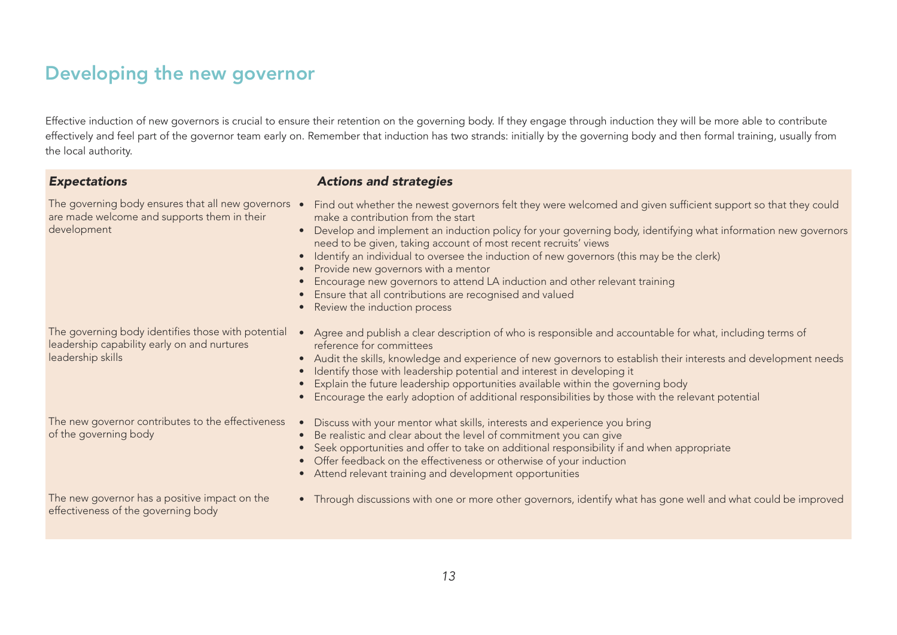## Developing the new governor

Effective induction of new governors is crucial to ensure their retention on the governing body. If they engage through induction they will be more able to contribute effectively and feel part of the governor team early on. Remember that induction has two strands: initially by the governing body and then formal training, usually from the local authority.

| *Expectations* | *Actions and strategies* |
|---|---|
| The governing body ensures that all new governors are made welcome and supports them in their development | • Find out whether the newest governors felt they were welcomed and given sufficient support so that they could make a contribution from the start<br>• Develop and implement an induction policy for your governing body, identifying what information new governors need to be given, taking account of most recent recruits' views<br>• Identify an individual to oversee the induction of new governors (this may be the clerk)<br>• Provide new governors with a mentor<br>• Encourage new governors to attend LA induction and other relevant training<br>• Ensure that all contributions are recognised and valued<br>• Review the induction process |
| The governing body identifies those with potential leadership capability early on and nurtures leadership skills | • Agree and publish a clear description of who is responsible and accountable for what, including terms of reference for committees<br>• Audit the skills, knowledge and experience of new governors to establish their interests and development needs<br>• Identify those with leadership potential and interest in developing it<br>• Explain the future leadership opportunities available within the governing body<br>• Encourage the early adoption of additional responsibilities by those with the relevant potential |
| The new governor contributes to the effectiveness of the governing body | • Discuss with your mentor what skills, interests and experience you bring<br>• Be realistic and clear about the level of commitment you can give<br>• Seek opportunities and offer to take on additional responsibility if and when appropriate<br>• Offer feedback on the effectiveness or otherwise of your induction<br>• Attend relevant training and development opportunities |
| The new governor has a positive impact on the effectiveness of the governing body | • Through discussions with one or more other governors, identify what has gone well and what could be improved |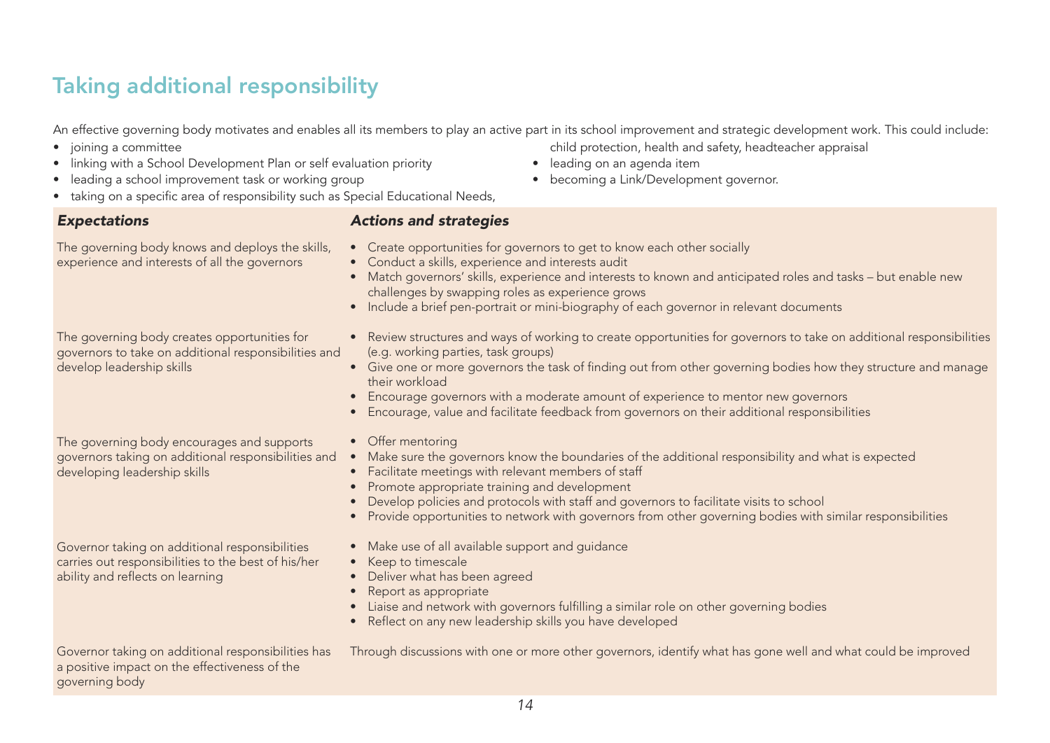## Taking additional responsibility

An effective governing body motivates and enables all its members to play an active part in its school improvement and strategic development work. This could include:

- joining a committee
- linking with a School Development Plan or self evaluation priority
- leading a school improvement task or working group
- taking on a specific area of responsibility such as Special Educational Needs, child protection, health and safety, headteacher appraisal
- leading on an agenda item
- becoming a Link/Development governor.

| *Expectations* | *Actions and strategies* |
|---|---|
| The governing body knows and deploys the skills, experience and interests of all the governors | • Create opportunities for governors to get to know each other socially<br>• Conduct a skills, experience and interests audit<br>• Match governors' skills, experience and interests to known and anticipated roles and tasks – but enable new challenges by swapping roles as experience grows<br>• Include a brief pen-portrait or mini-biography of each governor in relevant documents |
| The governing body creates opportunities for governors to take on additional responsibilities and develop leadership skills | • Review structures and ways of working to create opportunities for governors to take on additional responsibilities (e.g. working parties, task groups)<br>• Give one or more governors the task of finding out from other governing bodies how they structure and manage their workload<br>• Encourage governors with a moderate amount of experience to mentor new governors<br>• Encourage, value and facilitate feedback from governors on their additional responsibilities |
| The governing body encourages and supports governors taking on additional responsibilities and developing leadership skills | • Offer mentoring<br>• Make sure the governors know the boundaries of the additional responsibility and what is expected<br>• Facilitate meetings with relevant members of staff<br>• Promote appropriate training and development<br>• Develop policies and protocols with staff and governors to facilitate visits to school<br>• Provide opportunities to network with governors from other governing bodies with similar responsibilities |
| Governor taking on additional responsibilities carries out responsibilities to the best of his/her ability and reflects on learning | • Make use of all available support and guidance<br>• Keep to timescale<br>• Deliver what has been agreed<br>• Report as appropriate<br>• Liaise and network with governors fulfilling a similar role on other governing bodies<br>• Reflect on any new leadership skills you have developed |
| Governor taking on additional responsibilities has a positive impact on the effectiveness of the governing body | Through discussions with one or more other governors, identify what has gone well and what could be improved |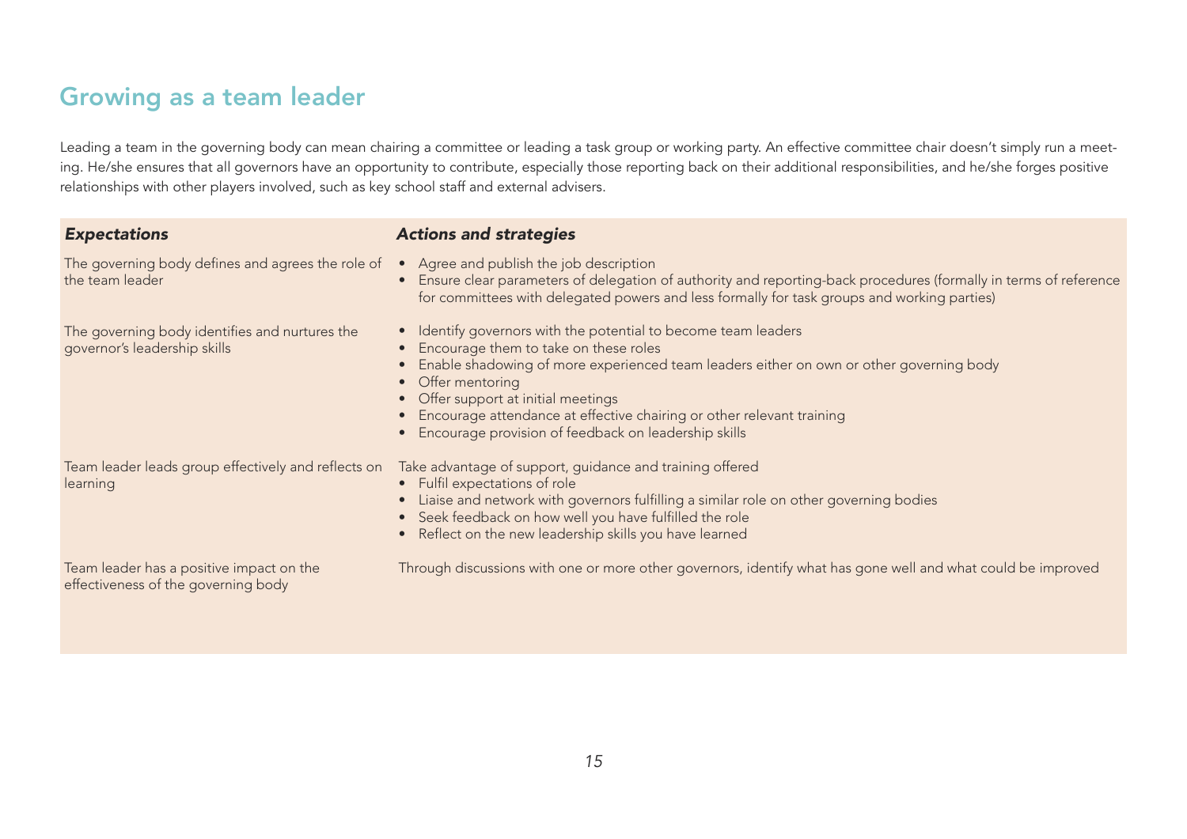## Growing as a team leader

Leading a team in the governing body can mean chairing a committee or leading a task group or working party. An effective committee chair doesn't simply run a meeting. He/she ensures that all governors have an opportunity to contribute, especially those reporting back on their additional responsibilities, and he/she forges positive relationships with other players involved, such as key school staff and external advisers.

| *Expectations* | *Actions and strategies* |
|---|---|
| The governing body defines and agrees the role of the team leader | • Agree and publish the job description<br>• Ensure clear parameters of delegation of authority and reporting-back procedures (formally in terms of reference for committees with delegated powers and less formally for task groups and working parties) |
| The governing body identifies and nurtures the governor's leadership skills | • Identify governors with the potential to become team leaders<br>• Encourage them to take on these roles<br>• Enable shadowing of more experienced team leaders either on own or other governing body<br>• Offer mentoring<br>• Offer support at initial meetings<br>• Encourage attendance at effective chairing or other relevant training<br>• Encourage provision of feedback on leadership skills |
| Team leader leads group effectively and reflects on learning | Take advantage of support, guidance and training offered<br>• Fulfil expectations of role<br>• Liaise and network with governors fulfilling a similar role on other governing bodies<br>• Seek feedback on how well you have fulfilled the role<br>• Reflect on the new leadership skills you have learned |
| Team leader has a positive impact on the effectiveness of the governing body | Through discussions with one or more other governors, identify what has gone well and what could be improved |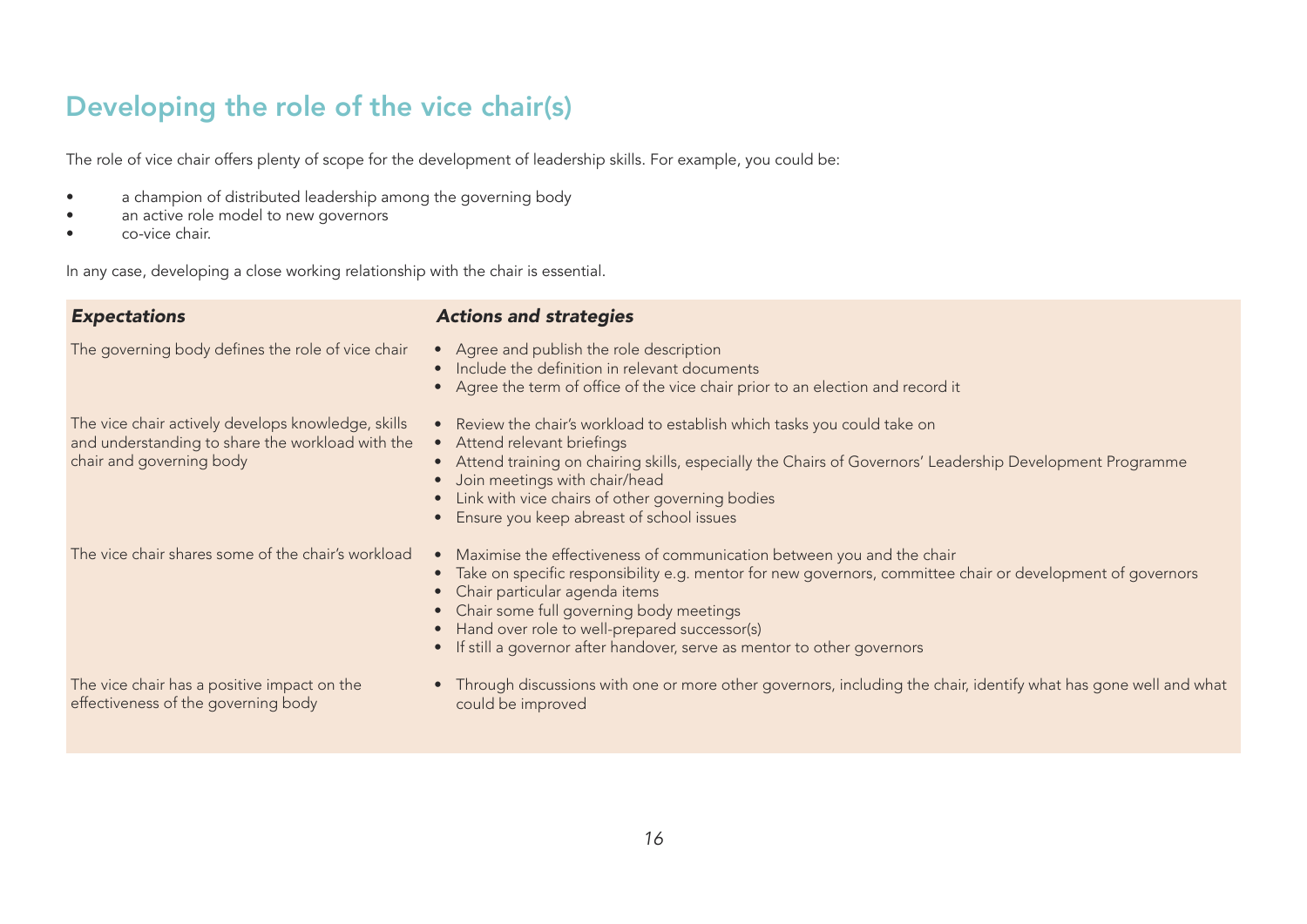## Developing the role of the vice chair(s)

The role of vice chair offers plenty of scope for the development of leadership skills. For example, you could be:

- a champion of distributed leadership among the governing body
- an active role model to new governors
- co-vice chair.

In any case, developing a close working relationship with the chair is essential.

| *Expectations* | *Actions and strategies* |
| --- | --- |
| The governing body defines the role of vice chair | • Agree and publish the role description<br>• Include the definition in relevant documents<br>• Agree the term of office of the vice chair prior to an election and record it |
| The vice chair actively develops knowledge, skills and understanding to share the workload with the chair and governing body | • Review the chair's workload to establish which tasks you could take on<br>• Attend relevant briefings<br>• Attend training on chairing skills, especially the Chairs of Governors' Leadership Development Programme<br>• Join meetings with chair/head<br>• Link with vice chairs of other governing bodies<br>• Ensure you keep abreast of school issues |
| The vice chair shares some of the chair's workload | • Maximise the effectiveness of communication between you and the chair<br>• Take on specific responsibility e.g. mentor for new governors, committee chair or development of governors<br>• Chair particular agenda items<br>• Chair some full governing body meetings<br>• Hand over role to well-prepared successor(s)<br>• If still a governor after handover, serve as mentor to other governors |
| The vice chair has a positive impact on the effectiveness of the governing body | • Through discussions with one or more other governors, including the chair, identify what has gone well and what could be improved |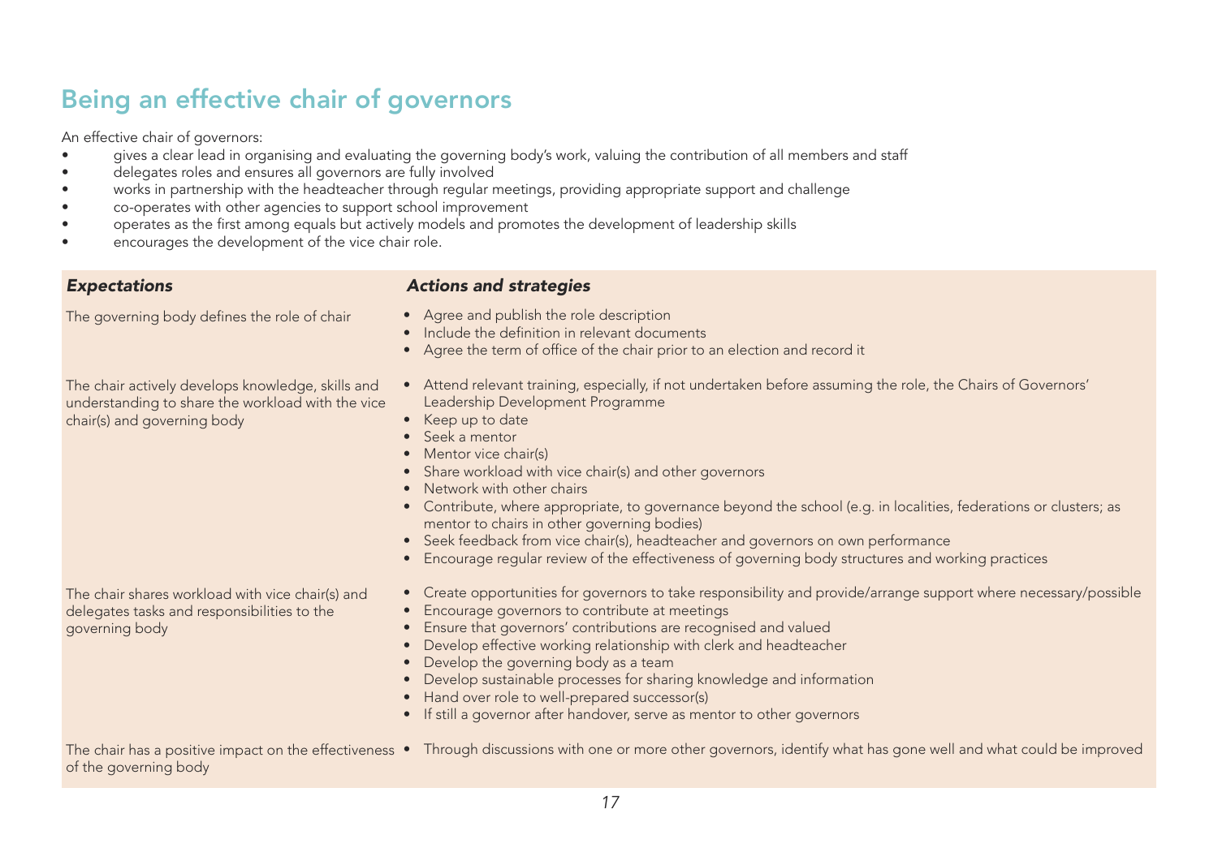# Being an effective chair of governors

An effective chair of governors:

- gives a clear lead in organising and evaluating the governing body's work, valuing the contribution of all members and staff
- delegates roles and ensures all governors are fully involved
- works in partnership with the headteacher through regular meetings, providing appropriate support and challenge
- co-operates with other agencies to support school improvement
- operates as the first among equals but actively models and promotes the development of leadership skills
- encourages the development of the vice chair role.

| ***Expectations*** | ***Actions and strategies*** |
| --- | --- |
| The governing body defines the role of chair | • Agree and publish the role description<br>• Include the definition in relevant documents<br>• Agree the term of office of the chair prior to an election and record it |
| The chair actively develops knowledge, skills and understanding to share the workload with the vice chair(s) and governing body | • Attend relevant training, especially, if not undertaken before assuming the role, the Chairs of Governors' Leadership Development Programme<br>• Keep up to date<br>• Seek a mentor<br>• Mentor vice chair(s)<br>• Share workload with vice chair(s) and other governors<br>• Network with other chairs<br>• Contribute, where appropriate, to governance beyond the school (e.g. in localities, federations or clusters; as mentor to chairs in other governing bodies)<br>• Seek feedback from vice chair(s), headteacher and governors on own performance<br>• Encourage regular review of the effectiveness of governing body structures and working practices |
| The chair shares workload with vice chair(s) and delegates tasks and responsibilities to the governing body | • Create opportunities for governors to take responsibility and provide/arrange support where necessary/possible<br>• Encourage governors to contribute at meetings<br>• Ensure that governors' contributions are recognised and valued<br>• Develop effective working relationship with clerk and headteacher<br>• Develop the governing body as a team<br>• Develop sustainable processes for sharing knowledge and information<br>• Hand over role to well-prepared successor(s)<br>• If still a governor after handover, serve as mentor to other governors |
| The chair has a positive impact on the effectiveness of the governing body | • Through discussions with one or more other governors, identify what has gone well and what could be improved |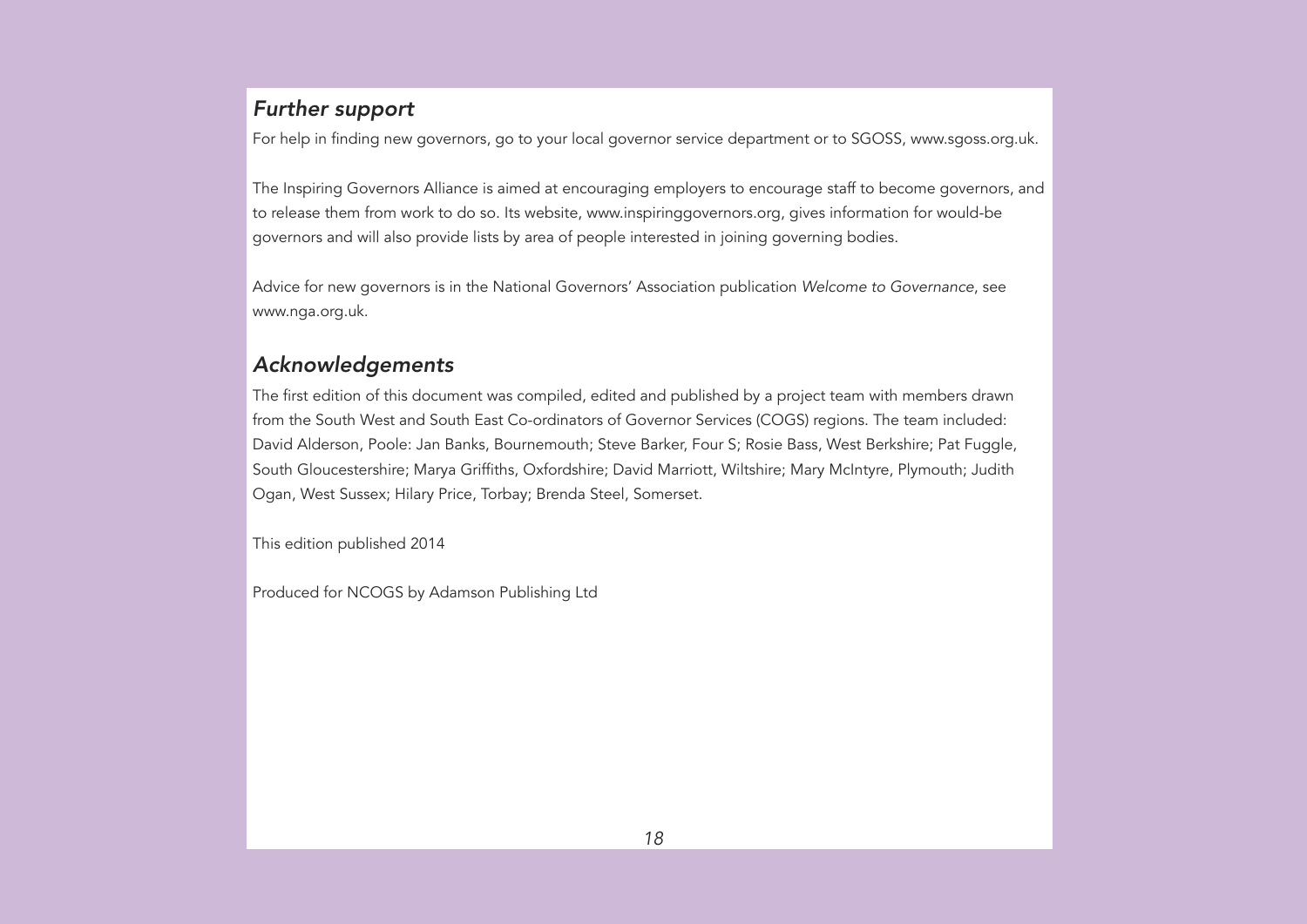## *Further support*

For help in finding new governors, go to your local governor service department or to SGOSS, www.sgoss.org.uk.

The Inspiring Governors Alliance is aimed at encouraging employers to encourage staff to become governors, and to release them from work to do so. Its website, www.inspiringgovernors.org, gives information for would-be governors and will also provide lists by area of people interested in joining governing bodies.

Advice for new governors is in the National Governors' Association publication *Welcome to Governance*, see www.nga.org.uk.

## *Acknowledgements*

The first edition of this document was compiled, edited and published by a project team with members drawn from the South West and South East Co-ordinators of Governor Services (COGS) regions. The team included: David Alderson, Poole: Jan Banks, Bournemouth; Steve Barker, Four S; Rosie Bass, West Berkshire; Pat Fuggle, South Gloucestershire; Marya Griffiths, Oxfordshire; David Marriott, Wiltshire; Mary McIntyre, Plymouth; Judith Ogan, West Sussex; Hilary Price, Torbay; Brenda Steel, Somerset.

This edition published 2014

Produced for NCOGS by Adamson Publishing Ltd